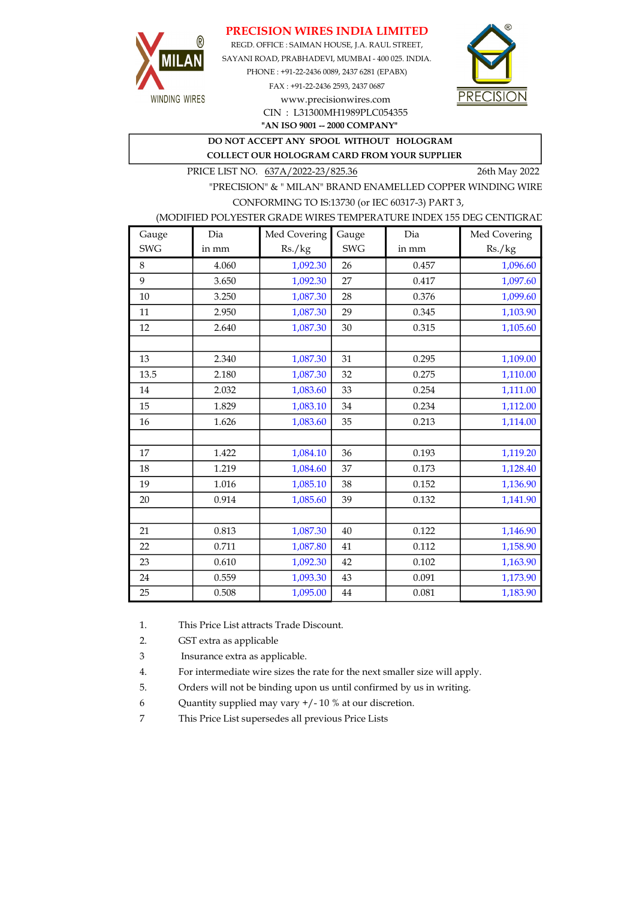# PRECISION WIRES INDIA LIMITED

REGD. OFFICE : SAIMAN HOUSE, J.A. RAUL STREET,
SAYANI ROAD, PRABHADEVI, MUMBAI - 400 025. INDIA.
PHONE : +91-22-2436 0089, 2437 6281 (EPABX)
FAX : +91-22-2436 2593, 2437 0687
www.precisionwires.com
CIN : L31300MH1989PLC054355
**"AN ISO 9001 -- 2000 COMPANY"**

MILAN WINDING WIRES

PRECISION

**DO NOT ACCEPT ANY SPOOL WITHOUT HOLOGRAM**
**COLLECT OUR HOLOGRAM CARD FROM YOUR SUPPLIER**

PRICE LIST NO. 637A/2022-23/825.36 — 26th May 2022

"PRECISION" & " MILAN" BRAND ENAMELLED COPPER WINDING WIRE
CONFORMING TO IS:13730 (or IEC 60317-3) PART 3,
(MODIFIED POLYESTER GRADE WIRES TEMPERATURE INDEX 155 DEG CENTIGRAD

| Gauge SWG | Dia in mm | Med Covering Rs./kg | Gauge SWG | Dia in mm | Med Covering Rs./kg |
|---|---|---|---|---|---|
| 8 | 4.060 | 1,092.30 | 26 | 0.457 | 1,096.60 |
| 9 | 3.650 | 1,092.30 | 27 | 0.417 | 1,097.60 |
| 10 | 3.250 | 1,087.30 | 28 | 0.376 | 1,099.60 |
| 11 | 2.950 | 1,087.30 | 29 | 0.345 | 1,103.90 |
| 12 | 2.640 | 1,087.30 | 30 | 0.315 | 1,105.60 |
| | | | | | |
| 13 | 2.340 | 1,087.30 | 31 | 0.295 | 1,109.00 |
| 13.5 | 2.180 | 1,087.30 | 32 | 0.275 | 1,110.00 |
| 14 | 2.032 | 1,083.60 | 33 | 0.254 | 1,111.00 |
| 15 | 1.829 | 1,083.10 | 34 | 0.234 | 1,112.00 |
| 16 | 1.626 | 1,083.60 | 35 | 0.213 | 1,114.00 |
| | | | | | |
| 17 | 1.422 | 1,084.10 | 36 | 0.193 | 1,119.20 |
| 18 | 1.219 | 1,084.60 | 37 | 0.173 | 1,128.40 |
| 19 | 1.016 | 1,085.10 | 38 | 0.152 | 1,136.90 |
| 20 | 0.914 | 1,085.60 | 39 | 0.132 | 1,141.90 |
| | | | | | |
| 21 | 0.813 | 1,087.30 | 40 | 0.122 | 1,146.90 |
| 22 | 0.711 | 1,087.80 | 41 | 0.112 | 1,158.90 |
| 23 | 0.610 | 1,092.30 | 42 | 0.102 | 1,163.90 |
| 24 | 0.559 | 1,093.30 | 43 | 0.091 | 1,173.90 |
| 25 | 0.508 | 1,095.00 | 44 | 0.081 | 1,183.90 |

1. This Price List attracts Trade Discount.
2. GST extra as applicable
3. Insurance extra as applicable.
4. For intermediate wire sizes the rate for the next smaller size will apply.
5. Orders will not be binding upon us until confirmed by us in writing.
6. Quantity supplied may vary +/- 10 % at our discretion.
7. This Price List supersedes all previous Price Lists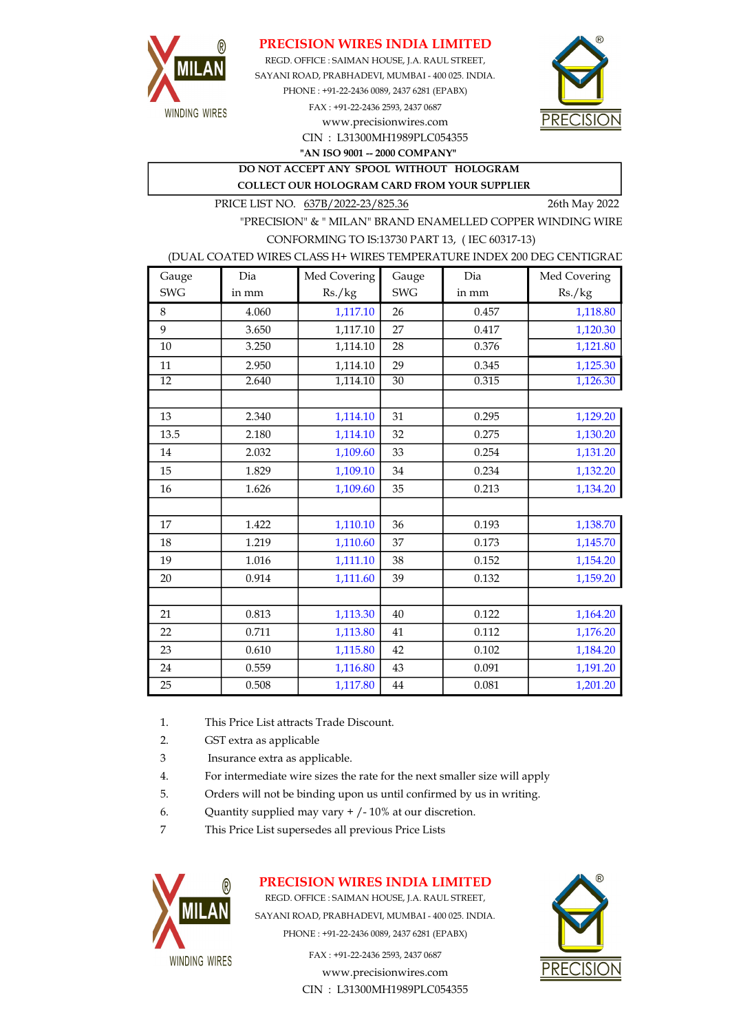# PRECISION WIRES INDIA LIMITED

REGD. OFFICE : SAIMAN HOUSE, J.A. RAUL STREET,
SAYANI ROAD, PRABHADEVI, MUMBAI - 400 025. INDIA.
PHONE : +91-22-2436 0089, 2437 6281 (EPABX)
FAX : +91-22-2436 2593, 2437 0687
www.precisionwires.com
CIN : L31300MH1989PLC054355
**"AN ISO 9001 -- 2000 COMPANY"**

**DO NOT ACCEPT ANY SPOOL WITHOUT HOLOGRAM**
**COLLECT OUR HOLOGRAM CARD FROM YOUR SUPPLIER**

PRICE LIST NO. 637B/2022-23/825.36 26th May 2022

"PRECISION" & " MILAN" BRAND ENAMELLED COPPER WINDING WIRE
CONFORMING TO IS:13730 PART 13, ( IEC 60317-13)
(DUAL COATED WIRES CLASS H+ WIRES TEMPERATURE INDEX 200 DEG CENTIGRAD

| Gauge SWG | Dia in mm | Med Covering Rs./kg | Gauge SWG | Dia in mm | Med Covering Rs./kg |
|---|---|---|---|---|---|
| 8 | 4.060 | 1,117.10 | 26 | 0.457 | 1,118.80 |
| 9 | 3.650 | 1,117.10 | 27 | 0.417 | 1,120.30 |
| 10 | 3.250 | 1,114.10 | 28 | 0.376 | 1,121.80 |
| 11 | 2.950 | 1,114.10 | 29 | 0.345 | 1,125.30 |
| 12 | 2.640 | 1,114.10 | 30 | 0.315 | 1,126.30 |
| | | | | | |
| 13 | 2.340 | 1,114.10 | 31 | 0.295 | 1,129.20 |
| 13.5 | 2.180 | 1,114.10 | 32 | 0.275 | 1,130.20 |
| 14 | 2.032 | 1,109.60 | 33 | 0.254 | 1,131.20 |
| 15 | 1.829 | 1,109.10 | 34 | 0.234 | 1,132.20 |
| 16 | 1.626 | 1,109.60 | 35 | 0.213 | 1,134.20 |
| | | | | | |
| 17 | 1.422 | 1,110.10 | 36 | 0.193 | 1,138.70 |
| 18 | 1.219 | 1,110.60 | 37 | 0.173 | 1,145.70 |
| 19 | 1.016 | 1,111.10 | 38 | 0.152 | 1,154.20 |
| 20 | 0.914 | 1,111.60 | 39 | 0.132 | 1,159.20 |
| | | | | | |
| 21 | 0.813 | 1,113.30 | 40 | 0.122 | 1,164.20 |
| 22 | 0.711 | 1,113.80 | 41 | 0.112 | 1,176.20 |
| 23 | 0.610 | 1,115.80 | 42 | 0.102 | 1,184.20 |
| 24 | 0.559 | 1,116.80 | 43 | 0.091 | 1,191.20 |
| 25 | 0.508 | 1,117.80 | 44 | 0.081 | 1,201.20 |

1. This Price List attracts Trade Discount.
2. GST extra as applicable
3 Insurance extra as applicable.
4. For intermediate wire sizes the rate for the next smaller size will apply
5. Orders will not be binding upon us until confirmed by us in writing.
6. Quantity supplied may vary + /- 10% at our discretion.
7 This Price List supersedes all previous Price Lists

**PRECISION WIRES INDIA LIMITED**

REGD. OFFICE : SAIMAN HOUSE, J.A. RAUL STREET,
SAYANI ROAD, PRABHADEVI, MUMBAI - 400 025. INDIA.
PHONE : +91-22-2436 0089, 2437 6281 (EPABX)
FAX : +91-22-2436 2593, 2437 0687
www.precisionwires.com
CIN : L31300MH1989PLC054355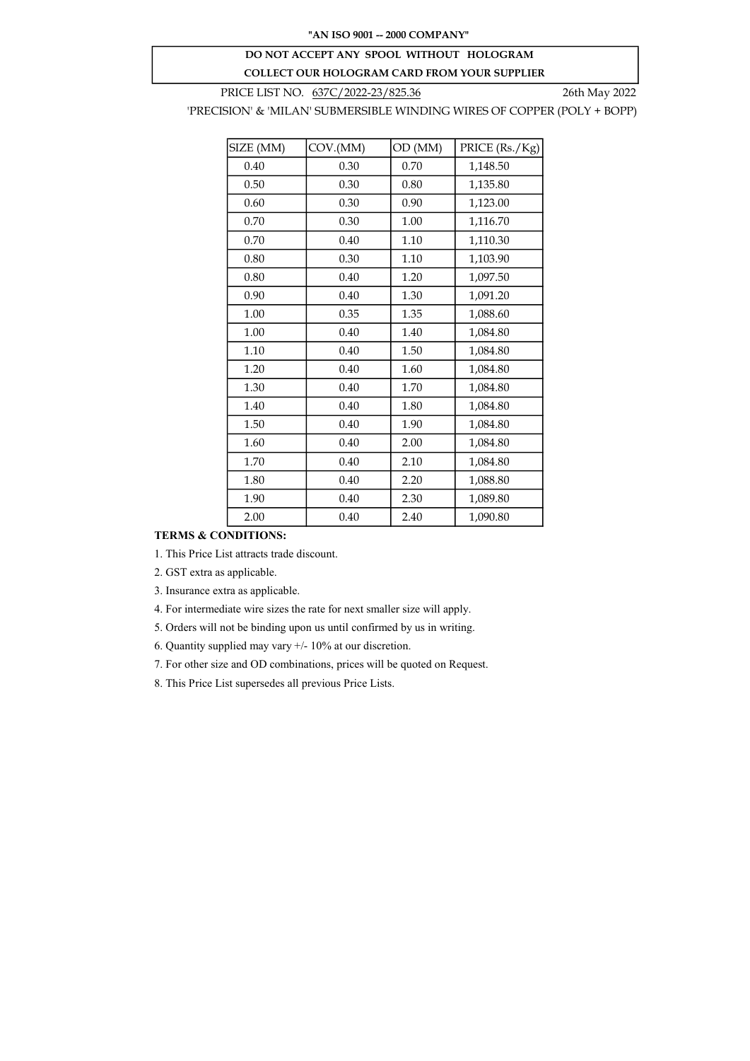"AN ISO 9001 -- 2000 COMPANY"

**DO NOT ACCEPT ANY SPOOL WITHOUT HOLOGRAM**

**COLLECT OUR HOLOGRAM CARD FROM YOUR SUPPLIER**

PRICE LIST NO. 637C/2022-23/825.36 26th May 2022

'PRECISION' & 'MILAN' SUBMERSIBLE WINDING WIRES OF COPPER (POLY + BOPP)

| SIZE (MM) | COV.(MM) | OD (MM) | PRICE (Rs./Kg) |
|---|---|---|---|
| 0.40 | 0.30 | 0.70 | 1,148.50 |
| 0.50 | 0.30 | 0.80 | 1,135.80 |
| 0.60 | 0.30 | 0.90 | 1,123.00 |
| 0.70 | 0.30 | 1.00 | 1,116.70 |
| 0.70 | 0.40 | 1.10 | 1,110.30 |
| 0.80 | 0.30 | 1.10 | 1,103.90 |
| 0.80 | 0.40 | 1.20 | 1,097.50 |
| 0.90 | 0.40 | 1.30 | 1,091.20 |
| 1.00 | 0.35 | 1.35 | 1,088.60 |
| 1.00 | 0.40 | 1.40 | 1,084.80 |
| 1.10 | 0.40 | 1.50 | 1,084.80 |
| 1.20 | 0.40 | 1.60 | 1,084.80 |
| 1.30 | 0.40 | 1.70 | 1,084.80 |
| 1.40 | 0.40 | 1.80 | 1,084.80 |
| 1.50 | 0.40 | 1.90 | 1,084.80 |
| 1.60 | 0.40 | 2.00 | 1,084.80 |
| 1.70 | 0.40 | 2.10 | 1,084.80 |
| 1.80 | 0.40 | 2.20 | 1,088.80 |
| 1.90 | 0.40 | 2.30 | 1,089.80 |
| 2.00 | 0.40 | 2.40 | 1,090.80 |

**TERMS & CONDITIONS:**

1. This Price List attracts trade discount.
2. GST extra as applicable.
3. Insurance extra as applicable.
4. For intermediate wire sizes the rate for next smaller size will apply.
5. Orders will not be binding upon us until confirmed by us in writing.
6. Quantity supplied may vary +/- 10% at our discretion.
7. For other size and OD combinations, prices will be quoted on Request.
8. This Price List supersedes all previous Price Lists.